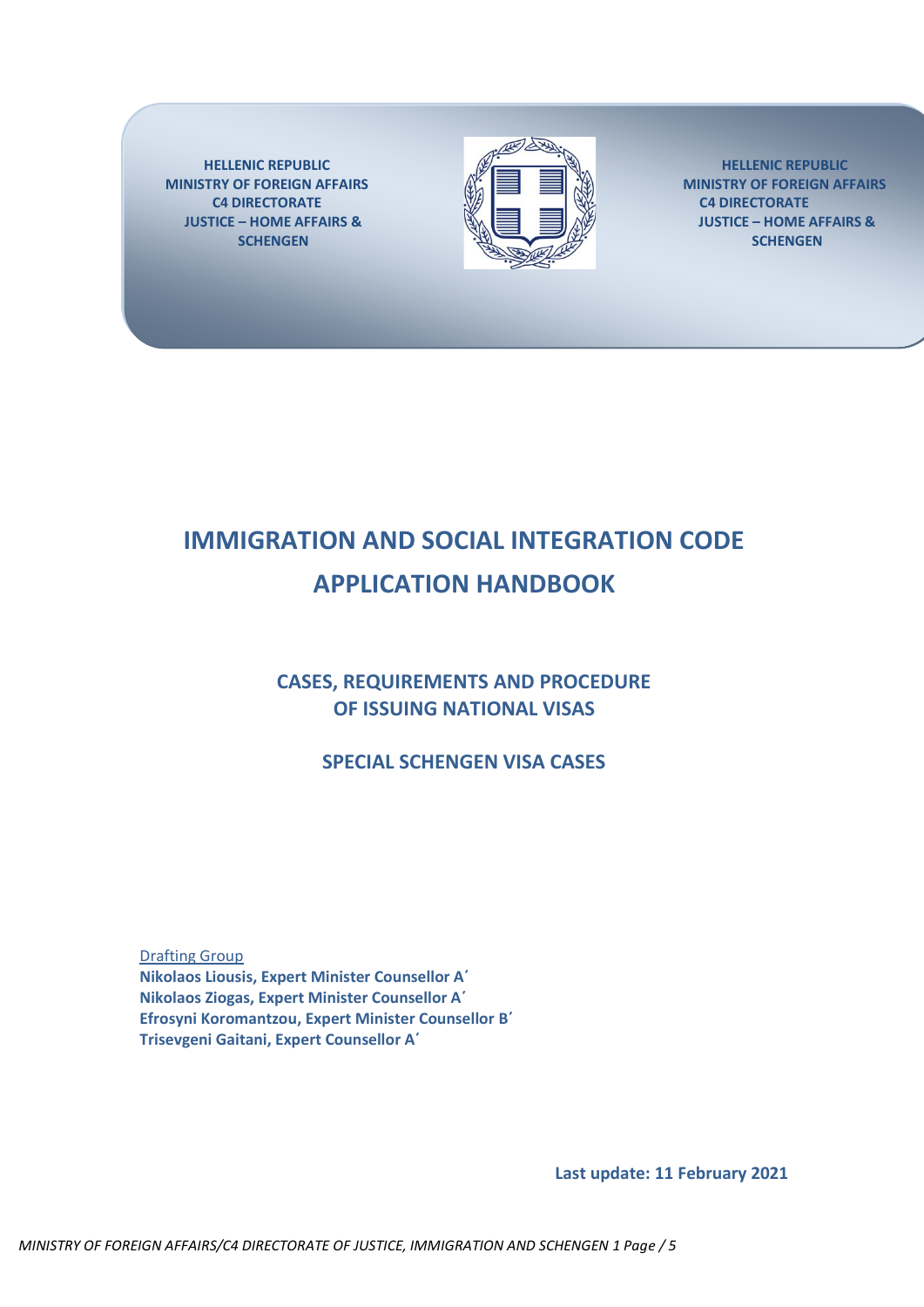**HELLENIC REPUBLIC**
**MINISTRY OF FOREIGN AFFAIRS**
**C4 DIRECTORATE**
**JUSTICE – HOME AFFAIRS & SCHENGEN**

# IMMIGRATION AND SOCIAL INTEGRATION CODE APPLICATION HANDBOOK

## CASES, REQUIREMENTS AND PROCEDURE OF ISSUING NATIONAL VISAS

## SPECIAL SCHENGEN VISA CASES

Drafting Group
**Nikolaos Liousis, Expert Minister Counsellor A΄**
**Nikolaos Ziogas, Expert Minister Counsellor A΄**
**Efrosyni Koromantzou, Expert Minister Counsellor B΄**
**Trisevgeni Gaitani, Expert Counsellor A΄**

**Last update: 11 February 2021**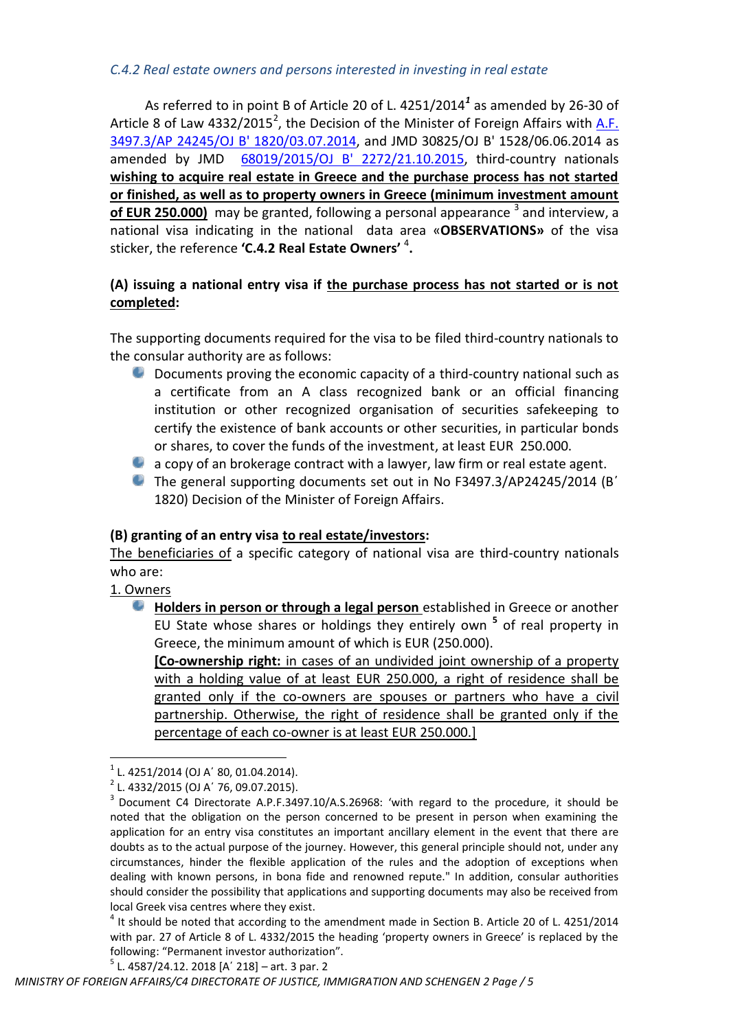### *C.4.2 Real estate owners and persons interested in investing in real estate*

As referred to in point B of Article 20 of L. 4251/2014*[1]* as amended by 26-30 of Article 8 of Law 4332/2015[2], the Decision of the Minister of Foreign Affairs with A.F. 3497.3/AP 24245/OJ B' 1820/03.07.2014, and JMD 30825/OJ B' 1528/06.06.2014 as amended by JMD 68019/2015/OJ B' 2272/21.10.2015, third-country nationals **wishing to acquire real estate in Greece and the purchase process has not started or finished, as well as to property owners in Greece (minimum investment amount of EUR 250.000)** may be granted, following a personal appearance [3] and interview, a national visa indicating in the national data area «**OBSERVATIONS»** of the visa sticker, the reference **'C.4.2 Real Estate Owners'** [4]**.**

**(A) issuing a national entry visa if the purchase process has not started or is not completed:**

The supporting documents required for the visa to be filed third-country nationals to the consular authority are as follows:

- Documents proving the economic capacity of a third-country national such as a certificate from an A class recognized bank or an official financing institution or other recognized organisation of securities safekeeping to certify the existence of bank accounts or other securities, in particular bonds or shares, to cover the funds of the investment, at least EUR 250.000.
- a copy of an brokerage contract with a lawyer, law firm or real estate agent.
- The general supporting documents set out in No F3497.3/AP24245/2014 (B΄ 1820) Decision of the Minister of Foreign Affairs.

**(B) granting of an entry visa to real estate/investors:**

The beneficiaries of a specific category of national visa are third-country nationals who are:

1. Owners

- **Holders in person or through a legal person** established in Greece or another EU State whose shares or holdings they entirely own **[5]** of real property in Greece, the minimum amount of which is EUR (250.000).

  **[Co-ownership right:** in cases of an undivided joint ownership of a property with a holding value of at least EUR 250.000, a right of residence shall be granted only if the co-owners are spouses or partners who have a civil partnership. Otherwise, the right of residence shall be granted only if the percentage of each co-owner is at least EUR 250.000.]

---

[1] L. 4251/2014 (OJ A΄ 80, 01.04.2014).

[2] L. 4332/2015 (OJ A΄ 76, 09.07.2015).

[3] Document C4 Directorate A.P.F.3497.10/A.S.26968: 'with regard to the procedure, it should be noted that the obligation on the person concerned to be present in person when examining the application for an entry visa constitutes an important ancillary element in the event that there are doubts as to the actual purpose of the journey. However, this general principle should not, under any circumstances, hinder the flexible application of the rules and the adoption of exceptions when dealing with known persons, in bona fide and renowned repute." In addition, consular authorities should consider the possibility that applications and supporting documents may also be received from local Greek visa centres where they exist.

[4] It should be noted that according to the amendment made in Section B. Article 20 of L. 4251/2014 with par. 27 of Article 8 of L. 4332/2015 the heading 'property owners in Greece' is replaced by the following: "Permanent investor authorization".

[5] L. 4587/24.12. 2018 [A΄ 218] – art. 3 par. 2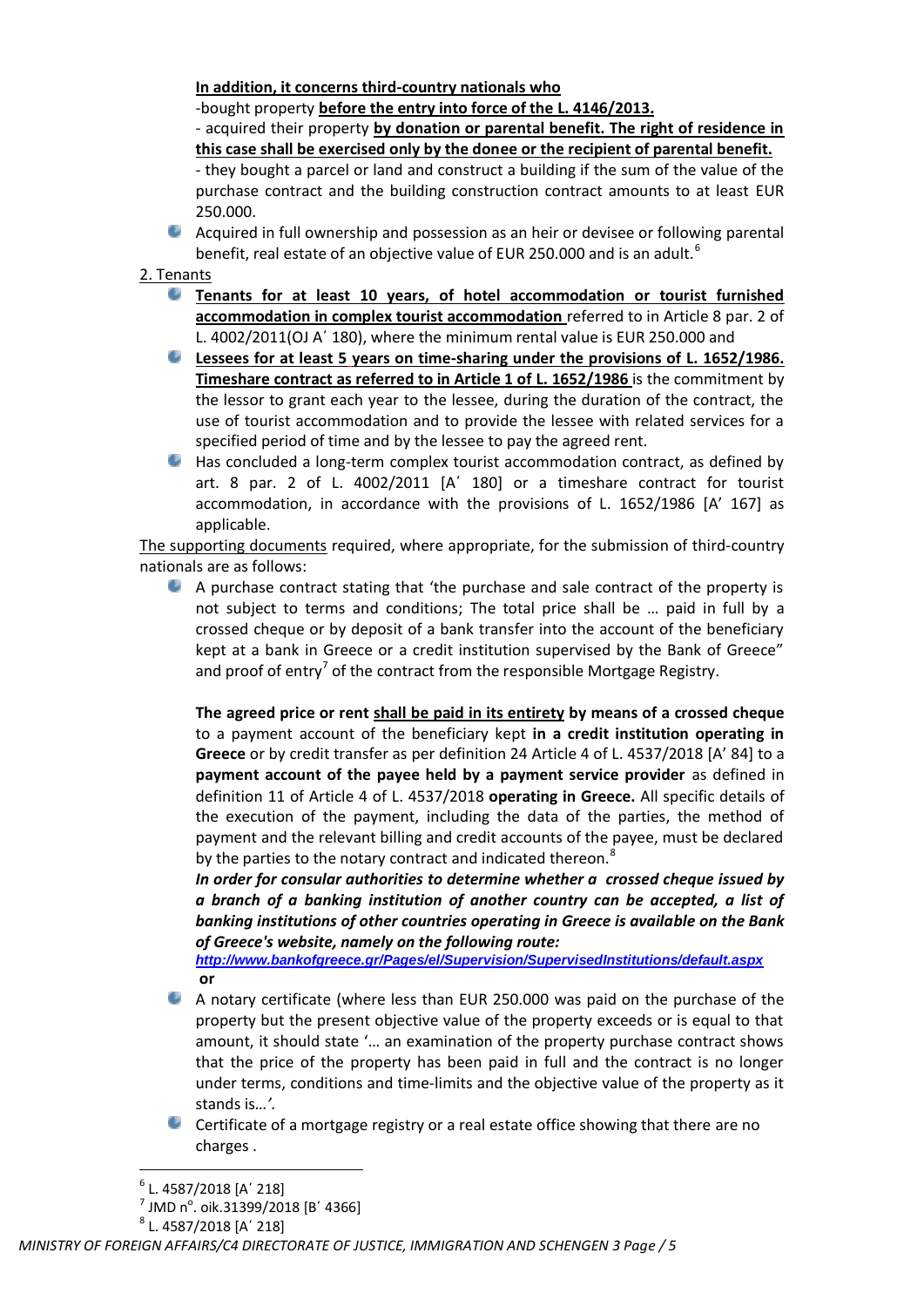**In addition, it concerns third-country nationals who**

-bought property **before the entry into force of the L. 4146/2013.**

- acquired their property **by donation or parental benefit. The right of residence in this case shall be exercised only by the donee or the recipient of parental benefit.**

- they bought a parcel or land and construct a building if the sum of the value of the purchase contract and the building construction contract amounts to at least EUR 250.000.

- Acquired in full ownership and possession as an heir or devisee or following parental benefit, real estate of an objective value of EUR 250.000 and is an adult.[6]

2. Tenants

- **Tenants for at least 10 years, of hotel accommodation or tourist furnished accommodation in complex tourist accommodation** referred to in Article 8 par. 2 of L. 4002/2011(OJ A΄ 180), where the minimum rental value is EUR 250.000 and
- **Lessees for at least 5 years on time-sharing under the provisions of L. 1652/1986. Timeshare contract as referred to in Article 1 of L. 1652/1986** is the commitment by the lessor to grant each year to the lessee, during the duration of the contract, the use of tourist accommodation and to provide the lessee with related services for a specified period of time and by the lessee to pay the agreed rent.
- Has concluded a long-term complex tourist accommodation contract, as defined by art. 8 par. 2 of L. 4002/2011 [A΄ 180] or a timeshare contract for tourist accommodation, in accordance with the provisions of L. 1652/1986 [A' 167] as applicable.

The supporting documents required, where appropriate, for the submission of third-country nationals are as follows:

- A purchase contract stating that 'the purchase and sale contract of the property is not subject to terms and conditions; The total price shall be … paid in full by a crossed cheque or by deposit of a bank transfer into the account of the beneficiary kept at a bank in Greece or a credit institution supervised by the Bank of Greece" and proof of entry[7] of the contract from the responsible Mortgage Registry.

  **The agreed price or rent shall be paid in its entirety by means of a crossed cheque** to a payment account of the beneficiary kept **in a credit institution operating in Greece** or by credit transfer as per definition 24 Article 4 of L. 4537/2018 [A' 84] to a **payment account of the payee held by a payment service provider** as defined in definition 11 of Article 4 of L. 4537/2018 **operating in Greece.** All specific details of the execution of the payment, including the data of the parties, the method of payment and the relevant billing and credit accounts of the payee, must be declared by the parties to the notary contract and indicated thereon.[8]

  ***In order for consular authorities to determine whether a crossed cheque issued by a branch of a banking institution of another country can be accepted, a list of banking institutions of other countries operating in Greece is available on the Bank of Greece's website, namely on the following route:***

  ***http://www.bankofgreece.gr/Pages/el/Supervision/SupervisedInstitutions/default.aspx***

  **or**

- A notary certificate (where less than EUR 250.000 was paid on the purchase of the property but the present objective value of the property exceeds or is equal to that amount, it should state '… an examination of the property purchase contract shows that the price of the property has been paid in full and the contract is no longer under terms, conditions and time-limits and the objective value of the property as it stands is…*'.*
- Certificate of a mortgage registry or a real estate office showing that there are no charges .

---

[6] L. 4587/2018 [A΄ 218]

[7] JMD nº. oik.31399/2018 [B΄ 4366]

[8] L. 4587/2018 [A΄ 218]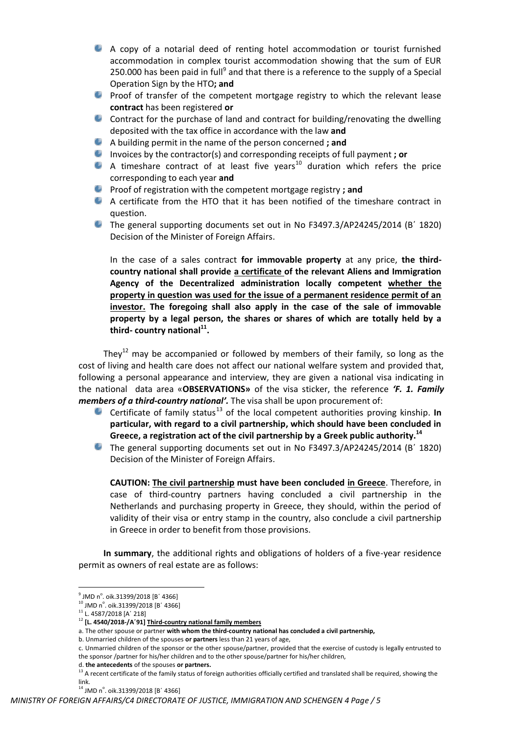- A copy of a notarial deed of renting hotel accommodation or tourist furnished accommodation in complex tourist accommodation showing that the sum of EUR 250.000 has been paid in full[9] and that there is a reference to the supply of a Special Operation Sign by the HTO**; and**
- Proof of transfer of the competent mortgage registry to which the relevant lease **contract** has been registered **or**
- Contract for the purchase of land and contract for building/renovating the dwelling deposited with the tax office in accordance with the law **and**
- A building permit in the name of the person concerned **; and**
- Invoices by the contractor(s) and corresponding receipts of full payment **; or**
- A timeshare contract of at least five years[10] duration which refers the price corresponding to each year **and**
- Proof of registration with the competent mortgage registry **; and**
- A certificate from the HTO that it has been notified of the timeshare contract in question.
- The general supporting documents set out in No F3497.3/AP24245/2014 (B΄ 1820) Decision of the Minister of Foreign Affairs.

  In the case of a sales contract **for immovable property** at any price, **the third-country national shall provide <u>a certificate</u> of the relevant Aliens and Immigration Agency of the Decentralized administration locally competent <u>whether the property in question was used for the issue of a permanent residence permit of an investor.</u> The foregoing shall also apply in the case of the sale of immovable property by a legal person, the shares or shares of which are totally held by a third- country national[11].**

They[12] may be accompanied or followed by members of their family, so long as the cost of living and health care does not affect our national welfare system and provided that, following a personal appearance and interview, they are given a national visa indicating in the national data area «**OBSERVATIONS»** of the visa sticker, the reference ***'F. 1. Family members of a third-country national'.*** The visa shall be upon procurement of:

- Certificate of family status[13] of the local competent authorities proving kinship. **In particular, with regard to a civil partnership, which should have been concluded in Greece, a registration act of the civil partnership by a Greek public authority.[14]**
- The general supporting documents set out in No F3497.3/AP24245/2014 (B΄ 1820) Decision of the Minister of Foreign Affairs.

  **CAUTION: <u>The civil partnership</u> must have been concluded <u>in Greece</u>**. Therefore, in case of third-country partners having concluded a civil partnership in the Netherlands and purchasing property in Greece, they should, within the period of validity of their visa or entry stamp in the country, also conclude a civil partnership in Greece in order to benefit from those provisions.

**In summary**, the additional rights and obligations of holders of a five-year residence permit as owners of real estate are as follows:

---

[9] JMD n°. oik.31399/2018 [B΄ 4366]

[10] JMD n°. oik.31399/2018 [B΄ 4366]

[11] L. 4587/2018 [A΄ 218]

[12] **[L. 4540/2018-/A΄91] <u>Third-country national family members</u>**

a. The other spouse or partner **with whom the third-country national has concluded a civil partnership,**

b. Unmarried children of the spouses **or partners** less than 21 years of age,

c. Unmarried children of the sponsor or the other spouse/partner, provided that the exercise of custody is legally entrusted to the sponsor /partner for his/her children and to the other spouse/partner for his/her children,

d. **the antecedents** of the spouses **or partners.**

[13] A recent certificate of the family status of foreign authorities officially certified and translated shall be required, showing the link.

[14] JMD n°. oik.31399/2018 [B΄ 4366]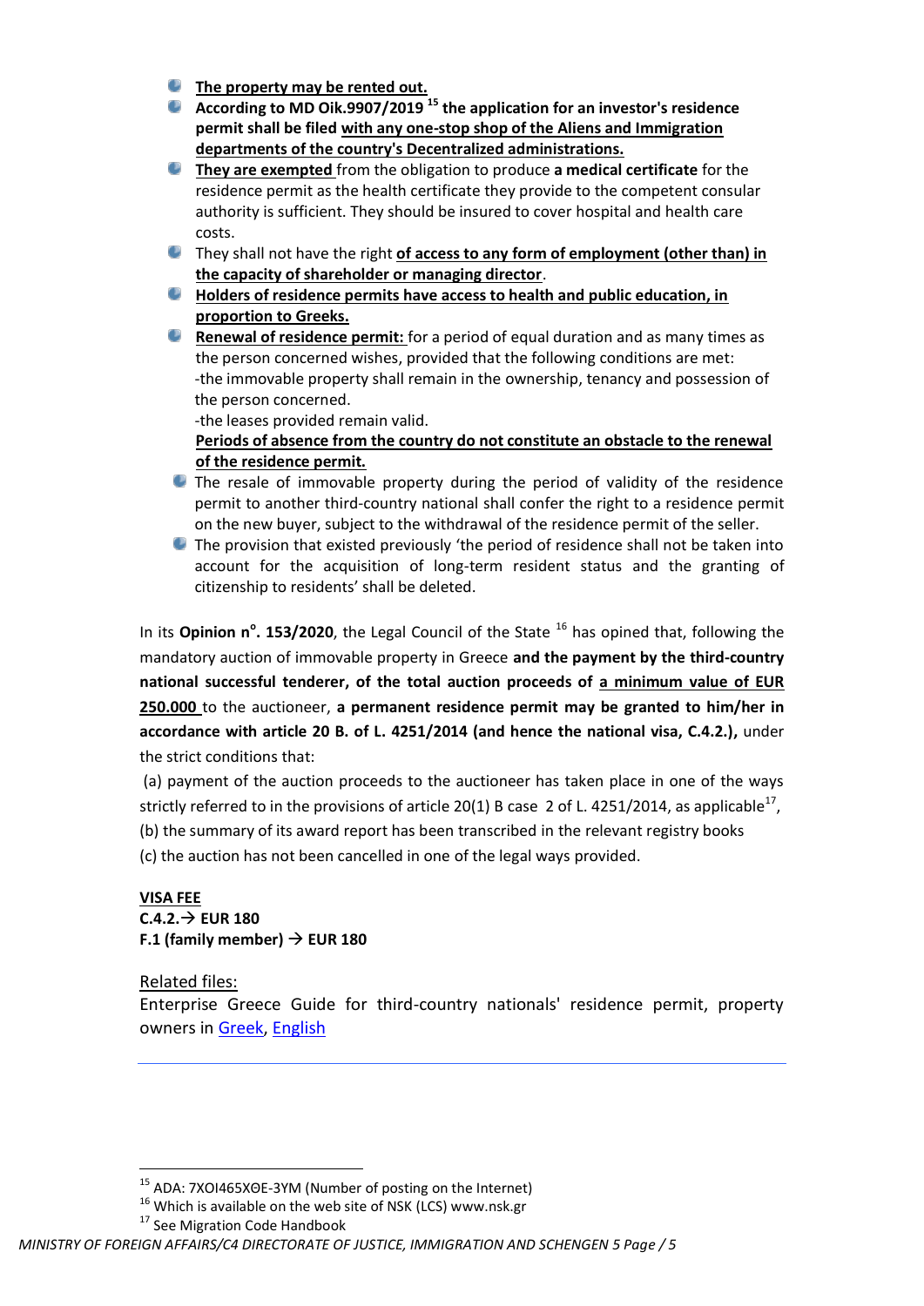- **The property may be rented out.**
- **According to MD Oik.9907/2019 [15] the application for an investor's residence permit shall be filed with any one-stop shop of the Aliens and Immigration departments of the country's Decentralized administrations.**
- **They are exempted** from the obligation to produce **a medical certificate** for the residence permit as the health certificate they provide to the competent consular authority is sufficient. They should be insured to cover hospital and health care costs.
- They shall not have the right **of access to any form of employment (other than) in the capacity of shareholder or managing director**.
- **Holders of residence permits have access to health and public education, in proportion to Greeks.**
- **Renewal of residence permit:** for a period of equal duration and as many times as the person concerned wishes, provided that the following conditions are met:
  -the immovable property shall remain in the ownership, tenancy and possession of the person concerned.
  -the leases provided remain valid.
  **Periods of absence from the country do not constitute an obstacle to the renewal of the residence permit.**
- The resale of immovable property during the period of validity of the residence permit to another third-country national shall confer the right to a residence permit on the new buyer, subject to the withdrawal of the residence permit of the seller.
- The provision that existed previously 'the period of residence shall not be taken into account for the acquisition of long-term resident status and the granting of citizenship to residents' shall be deleted.

In its **Opinion n°. 153/2020**, the Legal Council of the State [16] has opined that, following the mandatory auction of immovable property in Greece **and the payment by the third-country national successful tenderer, of the total auction proceeds of a minimum value of EUR 250.000** to the auctioneer, **a permanent residence permit may be granted to him/her in accordance with article 20 B. of L. 4251/2014 (and hence the national visa, C.4.2.),** under the strict conditions that:

(a) payment of the auction proceeds to the auctioneer has taken place in one of the ways strictly referred to in the provisions of article 20(1) B case 2 of L. 4251/2014, as applicable[17],
(b) the summary of its award report has been transcribed in the relevant registry books
(c) the auction has not been cancelled in one of the legal ways provided.

**VISA FEE**
**C.4.2.→ EUR 180**
**F.1 (family member) → EUR 180**

Related files:
Enterprise Greece Guide for third-country nationals' residence permit, property owners in Greek, English

---

[15] ADA: 7ΧΟΙ465ΧΘΕ-3ΥΜ (Number of posting on the Internet)
[16] Which is available on the web site of NSK (LCS) www.nsk.gr
[17] See Migration Code Handbook